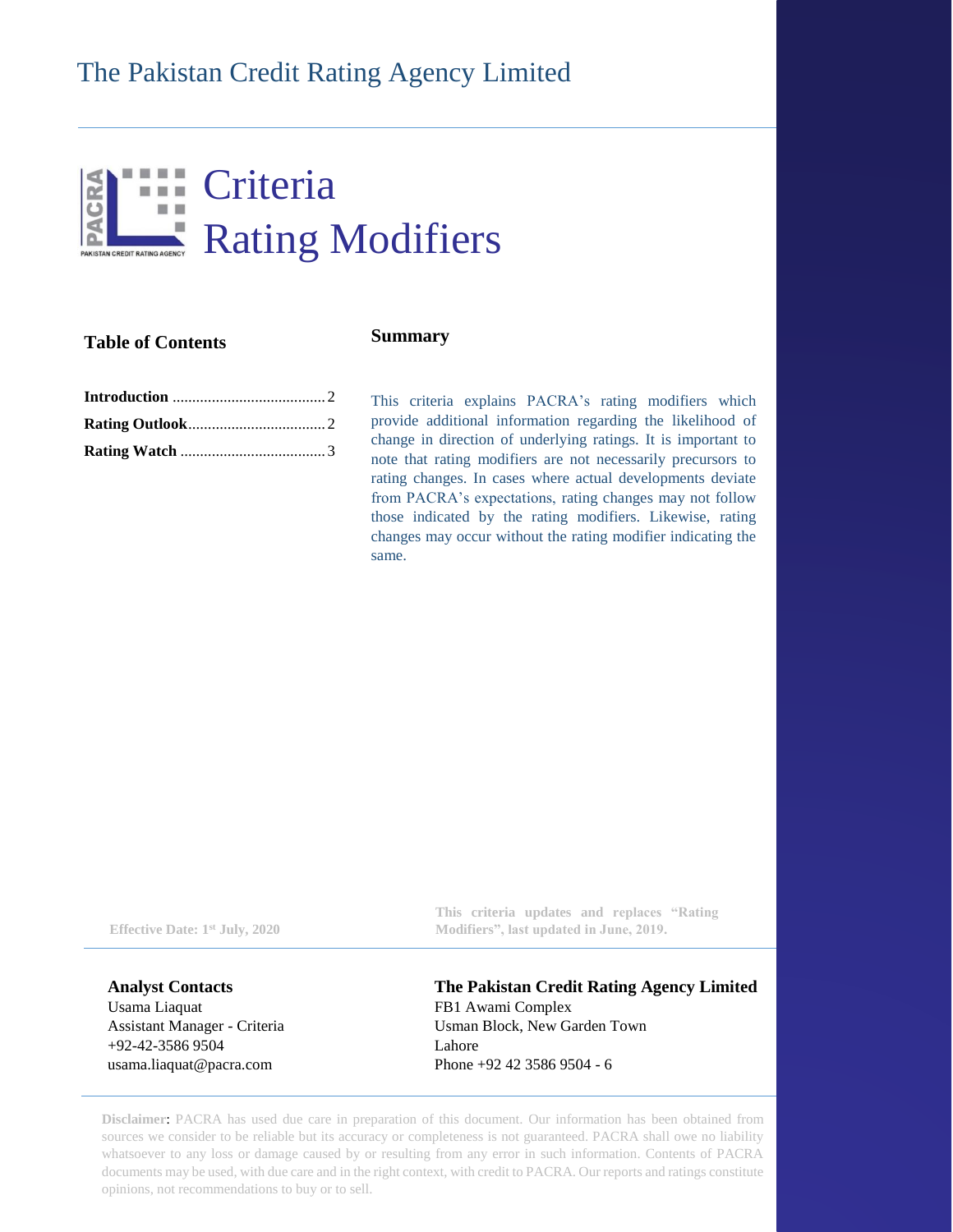The Pakistan Credit Rating Agency Limited

# Criteria
# Rating Modifiers

### Table of Contents

| | |
|---|---|
| **Introduction** | 2 |
| **Rating Outlook** | 2 |
| **Rating Watch** | 3 |

### Summary

This criteria explains PACRA's rating modifiers which provide additional information regarding the likelihood of change in direction of underlying ratings. It is important to note that rating modifiers are not necessarily precursors to rating changes. In cases where actual developments deviate from PACRA's expectations, rating changes may not follow those indicated by the rating modifiers. Likewise, rating changes may occur without the rating modifier indicating the same.

**Effective Date: 1st July, 2020**

**This criteria updates and replaces "Rating Modifiers", last updated in June, 2019.**

**Analyst Contacts**
Usama Liaquat
Assistant Manager - Criteria
+92-42-3586 9504
usama.liaquat@pacra.com

**The Pakistan Credit Rating Agency Limited**
FB1 Awami Complex
Usman Block, New Garden Town
Lahore
Phone +92 42 3586 9504 - 6

**Disclaimer**: PACRA has used due care in preparation of this document. Our information has been obtained from sources we consider to be reliable but its accuracy or completeness is not guaranteed. PACRA shall owe no liability whatsoever to any loss or damage caused by or resulting from any error in such information. Contents of PACRA documents may be used, with due care and in the right context, with credit to PACRA. Our reports and ratings constitute opinions, not recommendations to buy or to sell.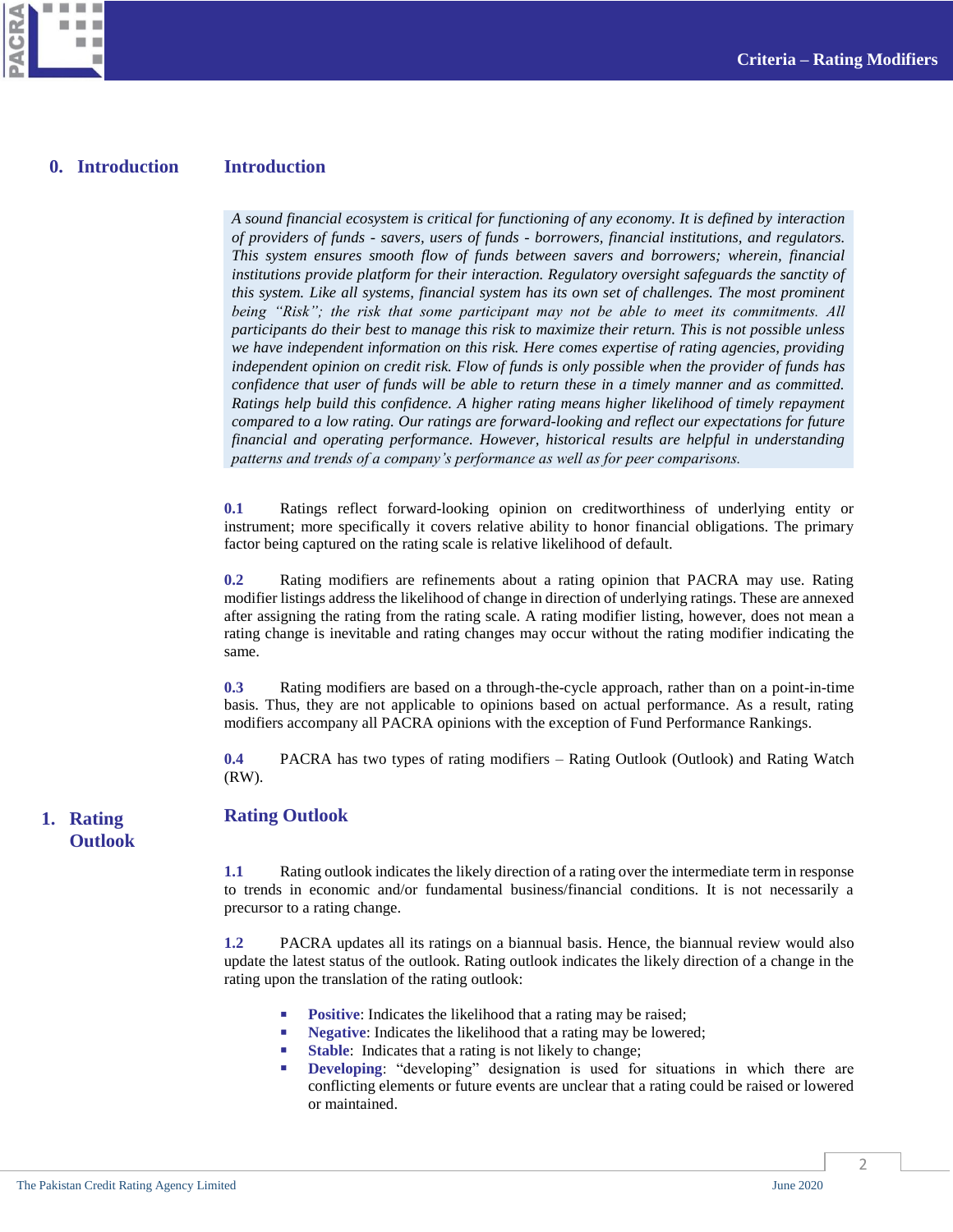## 0. Introduction

### Introduction

*A sound financial ecosystem is critical for functioning of any economy. It is defined by interaction of providers of funds - savers, users of funds - borrowers, financial institutions, and regulators. This system ensures smooth flow of funds between savers and borrowers; wherein, financial institutions provide platform for their interaction. Regulatory oversight safeguards the sanctity of this system. Like all systems, financial system has its own set of challenges. The most prominent being "Risk"; the risk that some participant may not be able to meet its commitments. All participants do their best to manage this risk to maximize their return. This is not possible unless we have independent information on this risk. Here comes expertise of rating agencies, providing independent opinion on credit risk. Flow of funds is only possible when the provider of funds has confidence that user of funds will be able to return these in a timely manner and as committed. Ratings help build this confidence. A higher rating means higher likelihood of timely repayment compared to a low rating. Our ratings are forward-looking and reflect our expectations for future financial and operating performance. However, historical results are helpful in understanding patterns and trends of a company's performance as well as for peer comparisons.*

**0.1** Ratings reflect forward-looking opinion on creditworthiness of underlying entity or instrument; more specifically it covers relative ability to honor financial obligations. The primary factor being captured on the rating scale is relative likelihood of default.

**0.2** Rating modifiers are refinements about a rating opinion that PACRA may use. Rating modifier listings address the likelihood of change in direction of underlying ratings. These are annexed after assigning the rating from the rating scale. A rating modifier listing, however, does not mean a rating change is inevitable and rating changes may occur without the rating modifier indicating the same.

**0.3** Rating modifiers are based on a through-the-cycle approach, rather than on a point-in-time basis. Thus, they are not applicable to opinions based on actual performance. As a result, rating modifiers accompany all PACRA opinions with the exception of Fund Performance Rankings.

**0.4** PACRA has two types of rating modifiers – Rating Outlook (Outlook) and Rating Watch (RW).

## 1. Rating Outlook

### Rating Outlook

**1.1** Rating outlook indicates the likely direction of a rating over the intermediate term in response to trends in economic and/or fundamental business/financial conditions. It is not necessarily a precursor to a rating change.

**1.2** PACRA updates all its ratings on a biannual basis. Hence, the biannual review would also update the latest status of the outlook. Rating outlook indicates the likely direction of a change in the rating upon the translation of the rating outlook:

- **Positive**: Indicates the likelihood that a rating may be raised;
- **Negative**: Indicates the likelihood that a rating may be lowered;
- **Stable**: Indicates that a rating is not likely to change;
- **Developing**: "developing" designation is used for situations in which there are conflicting elements or future events are unclear that a rating could be raised or lowered or maintained.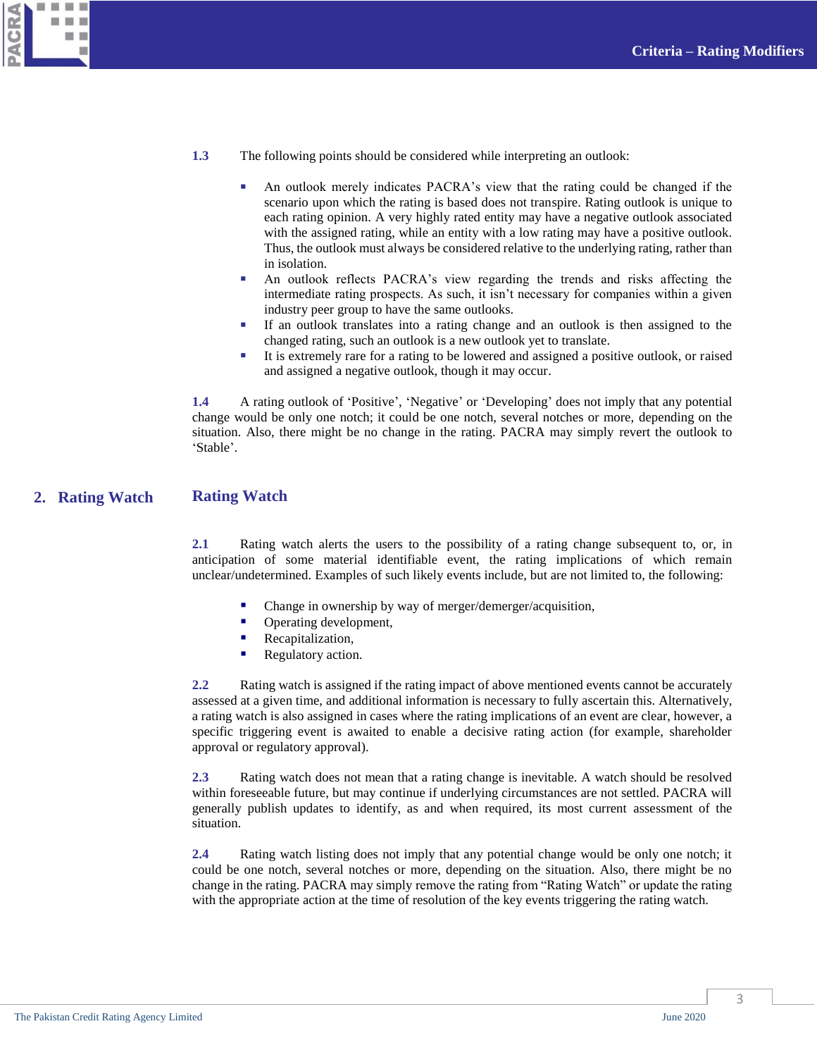**1.3** The following points should be considered while interpreting an outlook:

- An outlook merely indicates PACRA's view that the rating could be changed if the scenario upon which the rating is based does not transpire. Rating outlook is unique to each rating opinion. A very highly rated entity may have a negative outlook associated with the assigned rating, while an entity with a low rating may have a positive outlook. Thus, the outlook must always be considered relative to the underlying rating, rather than in isolation.
- An outlook reflects PACRA's view regarding the trends and risks affecting the intermediate rating prospects. As such, it isn't necessary for companies within a given industry peer group to have the same outlooks.
- If an outlook translates into a rating change and an outlook is then assigned to the changed rating, such an outlook is a new outlook yet to translate.
- It is extremely rare for a rating to be lowered and assigned a positive outlook, or raised and assigned a negative outlook, though it may occur.

**1.4** A rating outlook of 'Positive', 'Negative' or 'Developing' does not imply that any potential change would be only one notch; it could be one notch, several notches or more, depending on the situation. Also, there might be no change in the rating. PACRA may simply revert the outlook to 'Stable'.

## 2. Rating Watch

## Rating Watch

**2.1** Rating watch alerts the users to the possibility of a rating change subsequent to, or, in anticipation of some material identifiable event, the rating implications of which remain unclear/undetermined. Examples of such likely events include, but are not limited to, the following:

- Change in ownership by way of merger/demerger/acquisition,
- Operating development,
- Recapitalization,
- Regulatory action.

**2.2** Rating watch is assigned if the rating impact of above mentioned events cannot be accurately assessed at a given time, and additional information is necessary to fully ascertain this. Alternatively, a rating watch is also assigned in cases where the rating implications of an event are clear, however, a specific triggering event is awaited to enable a decisive rating action (for example, shareholder approval or regulatory approval).

**2.3** Rating watch does not mean that a rating change is inevitable. A watch should be resolved within foreseeable future, but may continue if underlying circumstances are not settled. PACRA will generally publish updates to identify, as and when required, its most current assessment of the situation.

**2.4** Rating watch listing does not imply that any potential change would be only one notch; it could be one notch, several notches or more, depending on the situation. Also, there might be no change in the rating. PACRA may simply remove the rating from "Rating Watch" or update the rating with the appropriate action at the time of resolution of the key events triggering the rating watch.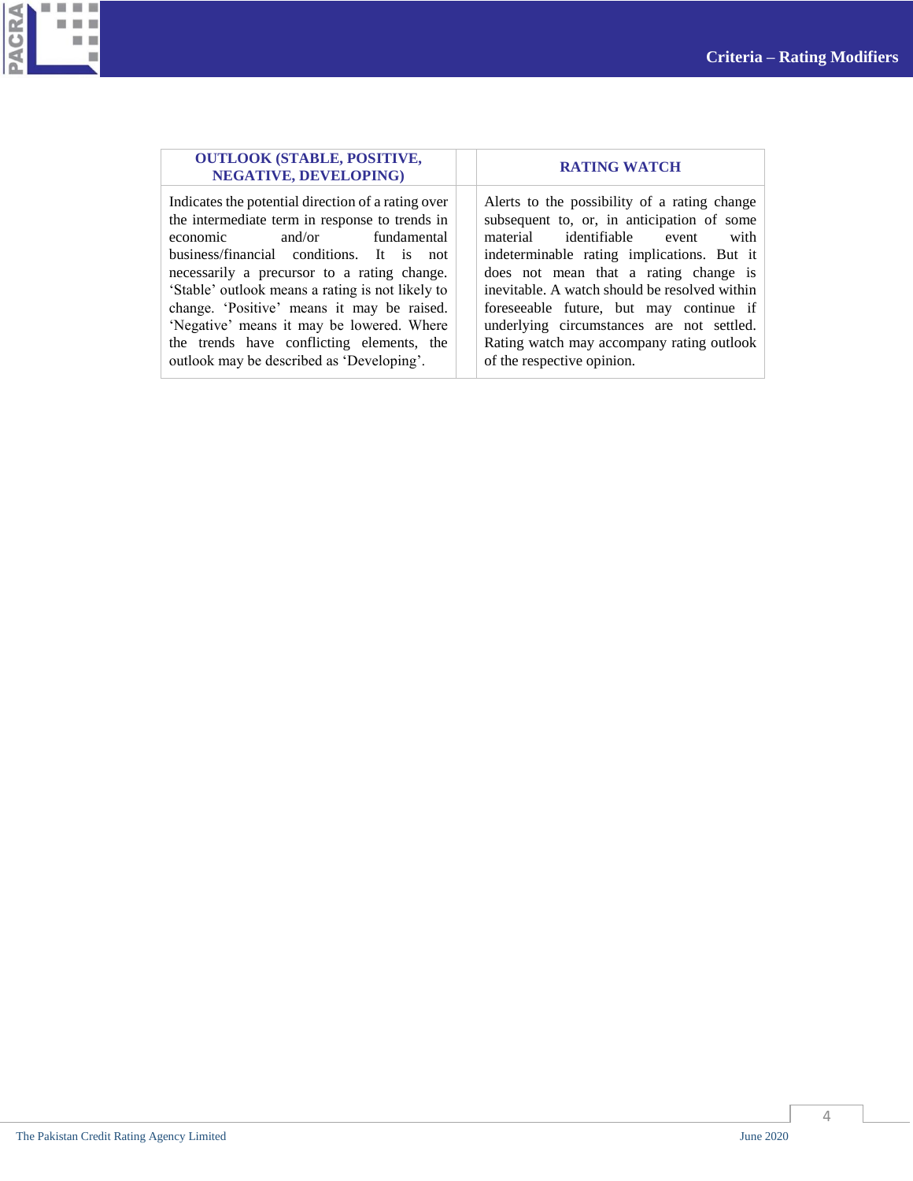| OUTLOOK (STABLE, POSITIVE, NEGATIVE, DEVELOPING) | | RATING WATCH |
|---|---|---|
| Indicates the potential direction of a rating over the intermediate term in response to trends in economic and/or fundamental business/financial conditions. It is not necessarily a precursor to a rating change. 'Stable' outlook means a rating is not likely to change. 'Positive' means it may be raised. 'Negative' means it may be lowered. Where the trends have conflicting elements, the outlook may be described as 'Developing'. | | Alerts to the possibility of a rating change subsequent to, or, in anticipation of some material identifiable event with indeterminable rating implications. But it does not mean that a rating change is inevitable. A watch should be resolved within foreseeable future, but may continue if underlying circumstances are not settled. Rating watch may accompany rating outlook of the respective opinion. |